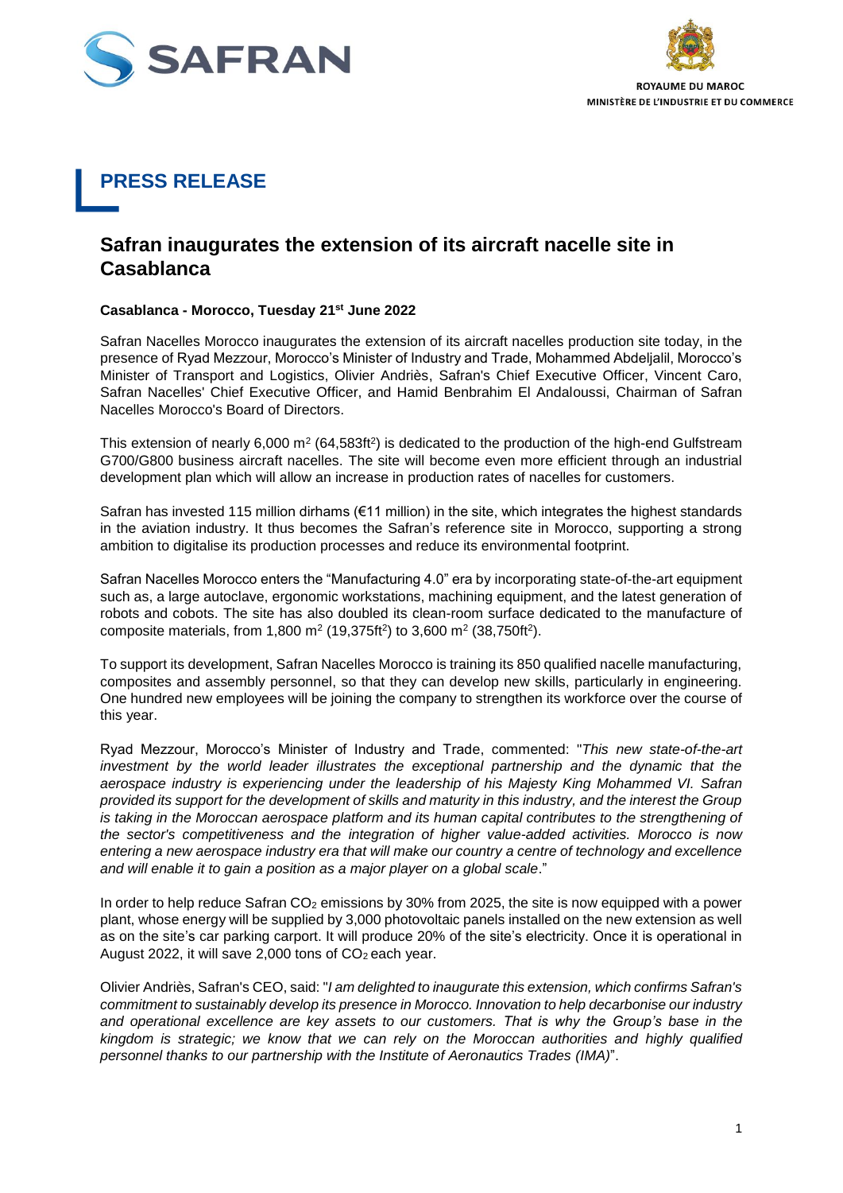ROYAUME DU MAROC
MINISTÈRE DE L'INDUSTRIE ET DU COMMERCE

# PRESS RELEASE

## Safran inaugurates the extension of its aircraft nacelle site in Casablanca

**Casablanca - Morocco, Tuesday 21st June 2022**

Safran Nacelles Morocco inaugurates the extension of its aircraft nacelles production site today, in the presence of Ryad Mezzour, Morocco's Minister of Industry and Trade, Mohammed Abdeljalil, Morocco's Minister of Transport and Logistics, Olivier Andriès, Safran's Chief Executive Officer, Vincent Caro, Safran Nacelles' Chief Executive Officer, and Hamid Benbrahim El Andaloussi, Chairman of Safran Nacelles Morocco's Board of Directors.

This extension of nearly 6,000 $m^2$ (64,583$ft^2$) is dedicated to the production of the high-end Gulfstream G700/G800 business aircraft nacelles. The site will become even more efficient through an industrial development plan which will allow an increase in production rates of nacelles for customers.

Safran has invested 115 million dirhams (€11 million) in the site, which integrates the highest standards in the aviation industry. It thus becomes the Safran's reference site in Morocco, supporting a strong ambition to digitalise its production processes and reduce its environmental footprint.

Safran Nacelles Morocco enters the "Manufacturing 4.0" era by incorporating state-of-the-art equipment such as, a large autoclave, ergonomic workstations, machining equipment, and the latest generation of robots and cobots. The site has also doubled its clean-room surface dedicated to the manufacture of composite materials, from 1,800 $m^2$ (19,375$ft^2$) to 3,600 $m^2$ (38,750$ft^2$).

To support its development, Safran Nacelles Morocco is training its 850 qualified nacelle manufacturing, composites and assembly personnel, so that they can develop new skills, particularly in engineering. One hundred new employees will be joining the company to strengthen its workforce over the course of this year.

Ryad Mezzour, Morocco's Minister of Industry and Trade, commented: "*This new state-of-the-art investment by the world leader illustrates the exceptional partnership and the dynamic that the aerospace industry is experiencing under the leadership of his Majesty King Mohammed VI. Safran provided its support for the development of skills and maturity in this industry, and the interest the Group is taking in the Moroccan aerospace platform and its human capital contributes to the strengthening of the sector's competitiveness and the integration of higher value-added activities. Morocco is now entering a new aerospace industry era that will make our country a centre of technology and excellence and will enable it to gain a position as a major player on a global scale*."

In order to help reduce Safran $CO_2$ emissions by 30% from 2025, the site is now equipped with a power plant, whose energy will be supplied by 3,000 photovoltaic panels installed on the new extension as well as on the site's car parking carport. It will produce 20% of the site's electricity. Once it is operational in August 2022, it will save 2,000 tons of $CO_2$ each year.

Olivier Andriès, Safran's CEO, said: "*I am delighted to inaugurate this extension, which confirms Safran's commitment to sustainably develop its presence in Morocco. Innovation to help decarbonise our industry and operational excellence are key assets to our customers. That is why the Group's base in the kingdom is strategic; we know that we can rely on the Moroccan authorities and highly qualified personnel thanks to our partnership with the Institute of Aeronautics Trades (IMA)*".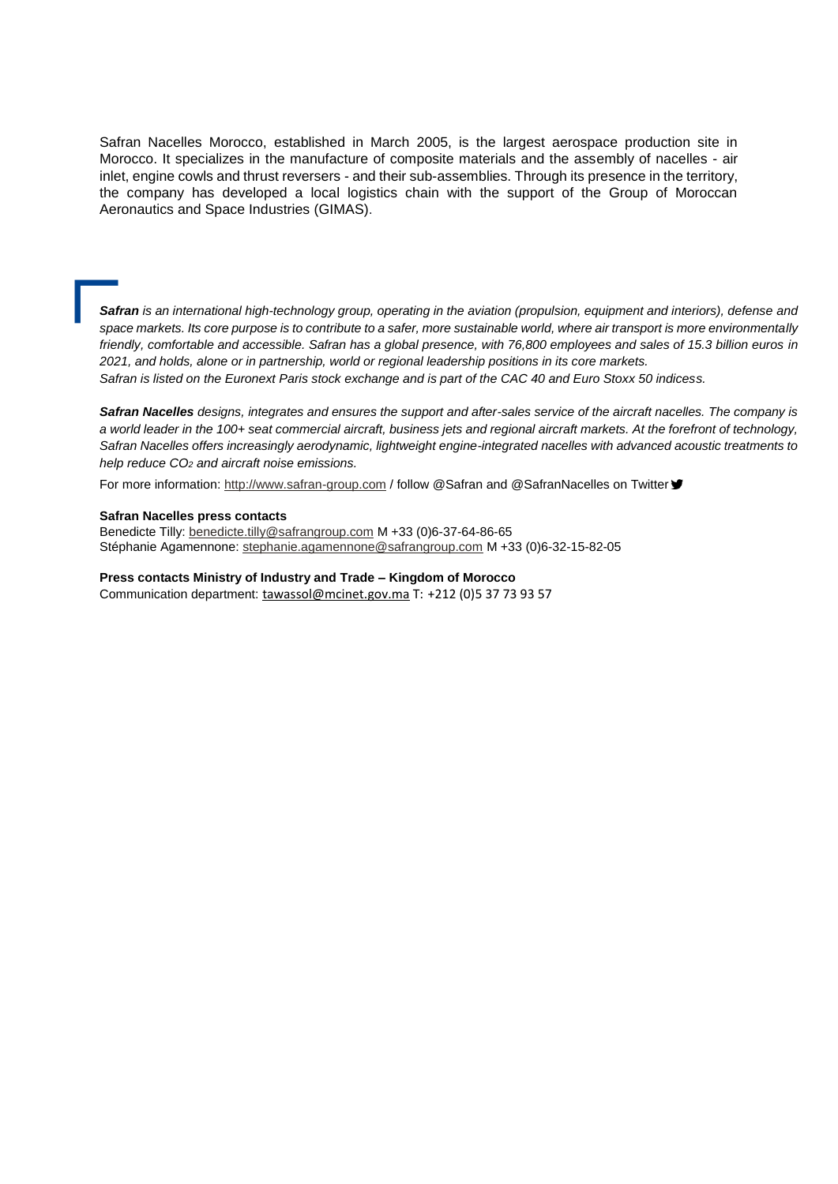Safran Nacelles Morocco, established in March 2005, is the largest aerospace production site in Morocco. It specializes in the manufacture of composite materials and the assembly of nacelles - air inlet, engine cowls and thrust reversers - and their sub-assemblies. Through its presence in the territory, the company has developed a local logistics chain with the support of the Group of Moroccan Aeronautics and Space Industries (GIMAS).

***Safran*** *is an international high-technology group, operating in the aviation (propulsion, equipment and interiors), defense and space markets. Its core purpose is to contribute to a safer, more sustainable world, where air transport is more environmentally friendly, comfortable and accessible. Safran has a global presence, with 76,800 employees and sales of 15.3 billion euros in 2021, and holds, alone or in partnership, world or regional leadership positions in its core markets.*
*Safran is listed on the Euronext Paris stock exchange and is part of the CAC 40 and Euro Stoxx 50 indicess.*

***Safran Nacelles*** *designs, integrates and ensures the support and after-sales service of the aircraft nacelles. The company is a world leader in the 100+ seat commercial aircraft, business jets and regional aircraft markets. At the forefront of technology, Safran Nacelles offers increasingly aerodynamic, lightweight engine-integrated nacelles with advanced acoustic treatments to help reduce* $CO_2$ *and aircraft noise emissions.*

For more information: http://www.safran-group.com / follow @Safran and @SafranNacelles on Twitter

**Safran Nacelles press contacts**
Benedicte Tilly: benedicte.tilly@safrangroup.com M +33 (0)6-37-64-86-65
Stéphanie Agamennone: stephanie.agamennone@safrangroup.com M +33 (0)6-32-15-82-05

**Press contacts Ministry of Industry and Trade – Kingdom of Morocco**
Communication department: tawassol@mcinet.gov.ma T: +212 (0)5 37 73 93 57